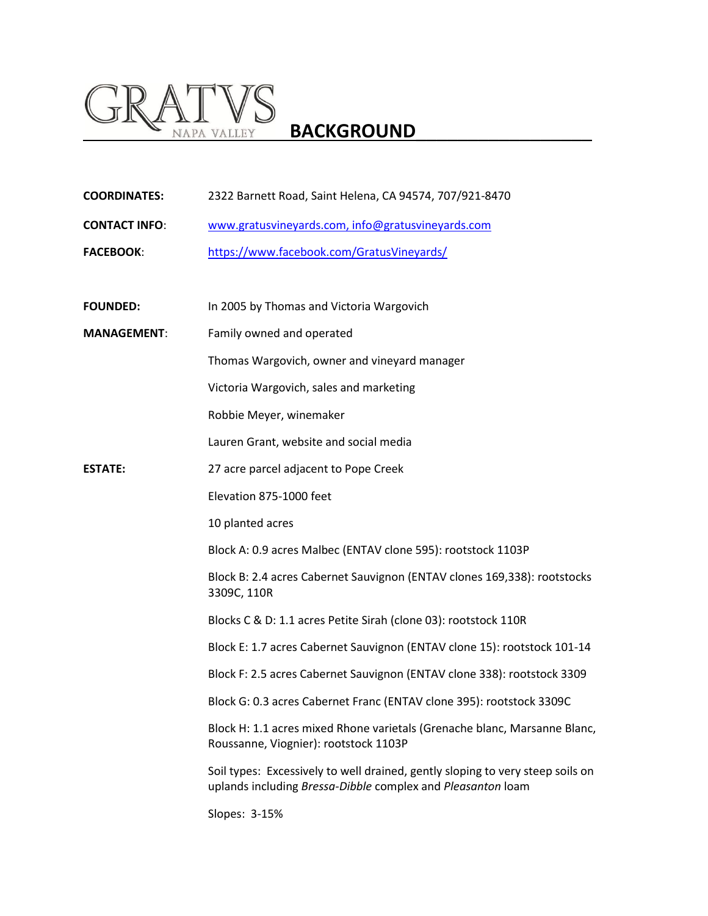# GRATVS NAPA VALLEY BACKGROUND

**COORDINATES:** 2322 Barnett Road, Saint Helena, CA 94574, 707/921-8470

**CONTACT INFO:** www.gratusvineyards.com, info@gratusvineyards.com

**FACEBOOK:** https://www.facebook.com/GratusVineyards/

**FOUNDED:** In 2005 by Thomas and Victoria Wargovich

**MANAGEMENT:** Family owned and operated

Thomas Wargovich, owner and vineyard manager

Victoria Wargovich, sales and marketing

Robbie Meyer, winemaker

Lauren Grant, website and social media

**ESTATE:** 27 acre parcel adjacent to Pope Creek

Elevation 875-1000 feet

10 planted acres

Block A: 0.9 acres Malbec (ENTAV clone 595): rootstock 1103P

Block B: 2.4 acres Cabernet Sauvignon (ENTAV clones 169,338): rootstocks 3309C, 110R

Blocks C & D: 1.1 acres Petite Sirah (clone 03): rootstock 110R

Block E: 1.7 acres Cabernet Sauvignon (ENTAV clone 15): rootstock 101-14

Block F: 2.5 acres Cabernet Sauvignon (ENTAV clone 338): rootstock 3309

Block G: 0.3 acres Cabernet Franc (ENTAV clone 395): rootstock 3309C

Block H: 1.1 acres mixed Rhone varietals (Grenache blanc, Marsanne Blanc, Roussanne, Viognier): rootstock 1103P

Soil types: Excessively to well drained, gently sloping to very steep soils on uplands including *Bressa-Dibble* complex and *Pleasanton* loam

Slopes: 3-15%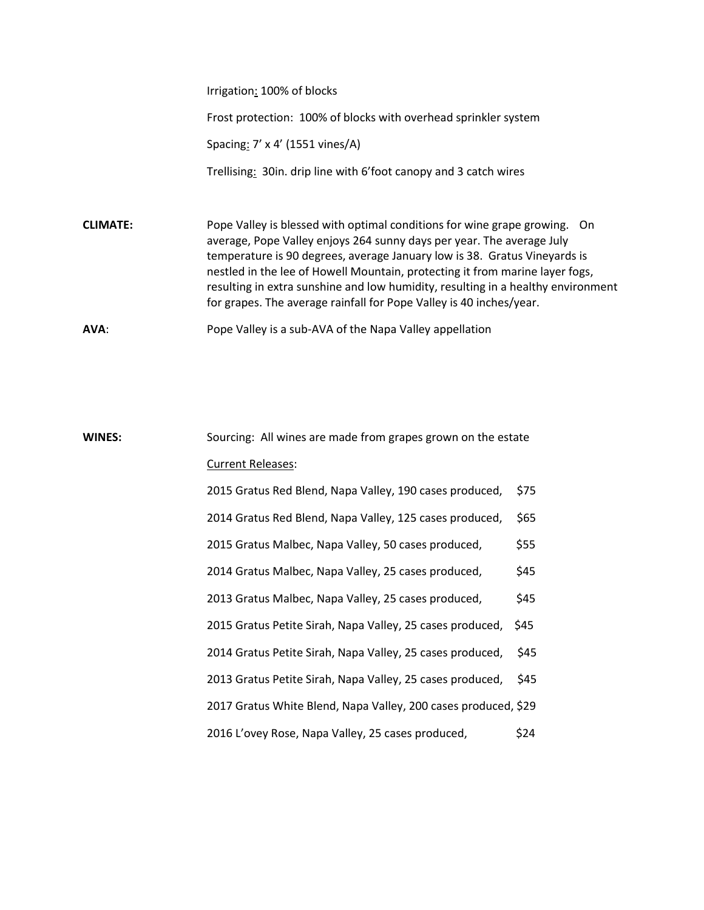Irrigation: 100% of blocks

Frost protection: 100% of blocks with overhead sprinkler system

Spacing: 7' x 4' (1551 vines/A)

Trellising: 30in. drip line with 6'foot canopy and 3 catch wires

**CLIMATE:** Pope Valley is blessed with optimal conditions for wine grape growing. On average, Pope Valley enjoys 264 sunny days per year. The average July temperature is 90 degrees, average January low is 38. Gratus Vineyards is nestled in the lee of Howell Mountain, protecting it from marine layer fogs, resulting in extra sunshine and low humidity, resulting in a healthy environment for grapes. The average rainfall for Pope Valley is 40 inches/year.

**AVA**: Pope Valley is a sub-AVA of the Napa Valley appellation

**WINES:** Sourcing: All wines are made from grapes grown on the estate

Current Releases:

- 2015 Gratus Red Blend, Napa Valley, 190 cases produced, $75
- 2014 Gratus Red Blend, Napa Valley, 125 cases produced, $65
- 2015 Gratus Malbec, Napa Valley, 50 cases produced, $55
- 2014 Gratus Malbec, Napa Valley, 25 cases produced, $45
- 2013 Gratus Malbec, Napa Valley, 25 cases produced, $45
- 2015 Gratus Petite Sirah, Napa Valley, 25 cases produced, $45
- 2014 Gratus Petite Sirah, Napa Valley, 25 cases produced, $45
- 2013 Gratus Petite Sirah, Napa Valley, 25 cases produced, $45
- 2017 Gratus White Blend, Napa Valley, 200 cases produced, $29
- 2016 L'ovey Rose, Napa Valley, 25 cases produced, $24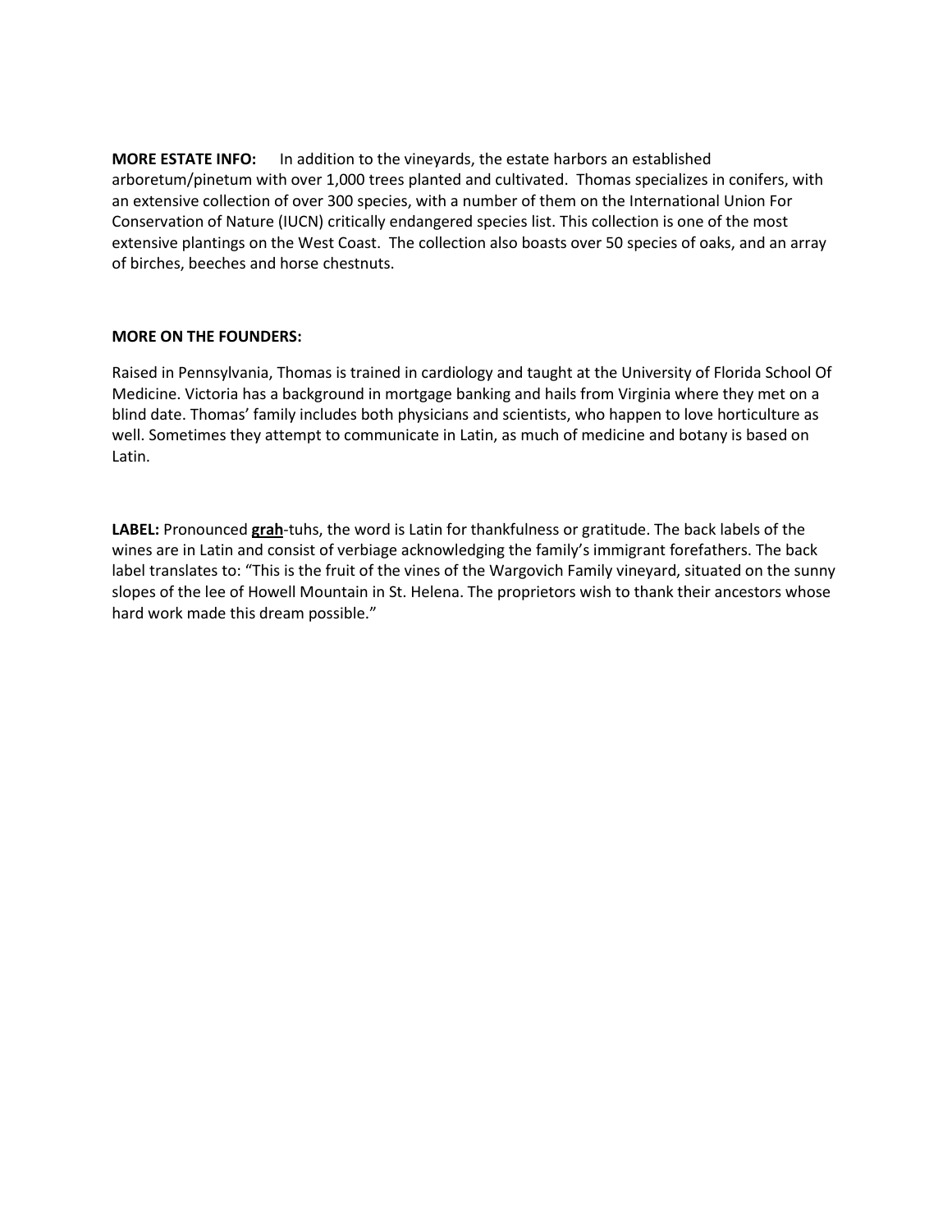**MORE ESTATE INFO:** In addition to the vineyards, the estate harbors an established arboretum/pinetum with over 1,000 trees planted and cultivated. Thomas specializes in conifers, with an extensive collection of over 300 species, with a number of them on the International Union For Conservation of Nature (IUCN) critically endangered species list. This collection is one of the most extensive plantings on the West Coast. The collection also boasts over 50 species of oaks, and an array of birches, beeches and horse chestnuts.

**MORE ON THE FOUNDERS:**

Raised in Pennsylvania, Thomas is trained in cardiology and taught at the University of Florida School Of Medicine. Victoria has a background in mortgage banking and hails from Virginia where they met on a blind date. Thomas' family includes both physicians and scientists, who happen to love horticulture as well. Sometimes they attempt to communicate in Latin, as much of medicine and botany is based on Latin.

**LABEL:** Pronounced **grah**-tuhs, the word is Latin for thankfulness or gratitude. The back labels of the wines are in Latin and consist of verbiage acknowledging the family's immigrant forefathers. The back label translates to: "This is the fruit of the vines of the Wargovich Family vineyard, situated on the sunny slopes of the lee of Howell Mountain in St. Helena. The proprietors wish to thank their ancestors whose hard work made this dream possible."